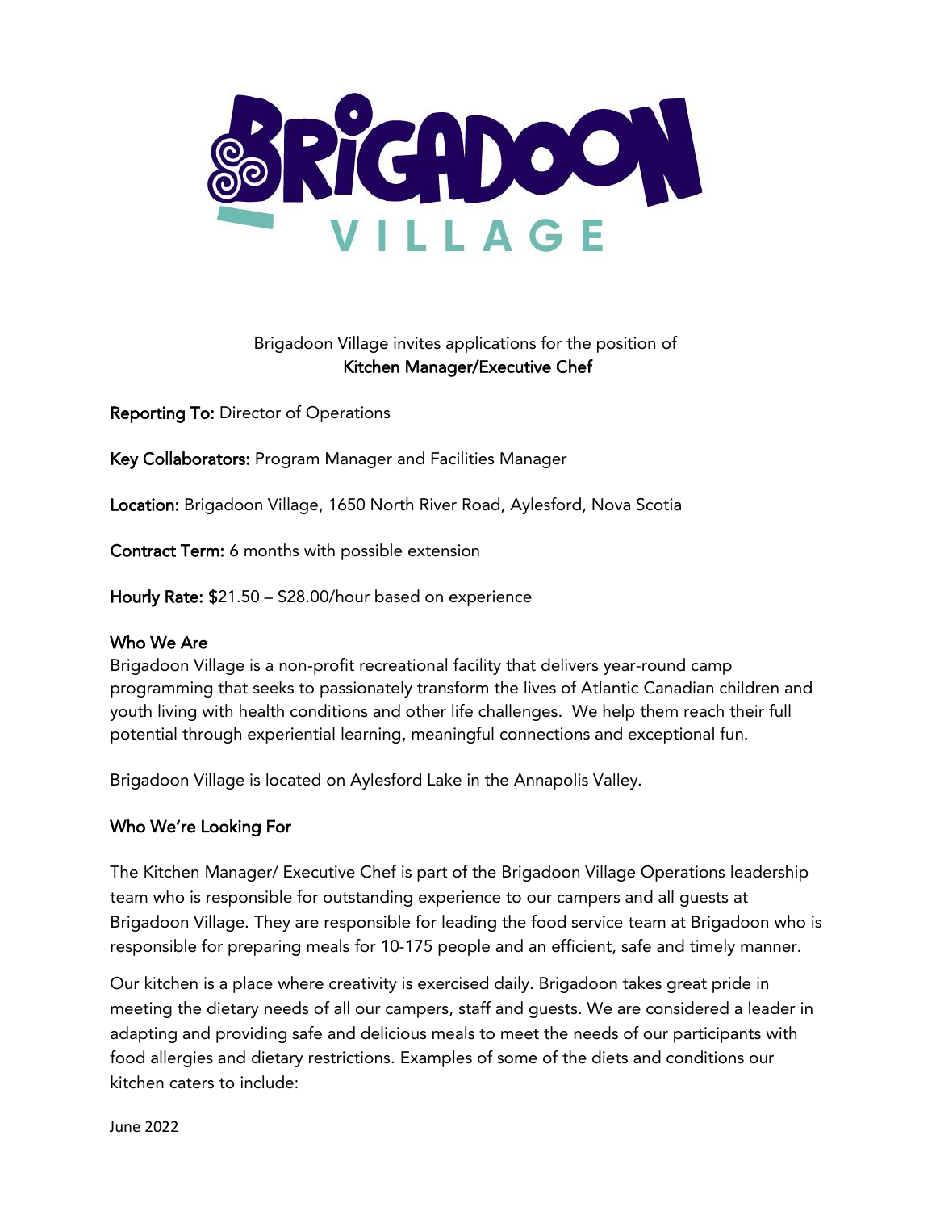Brigadoon Village invites applications for the position of
**Kitchen Manager/Executive Chef**

**Reporting To:** Director of Operations

**Key Collaborators:** Program Manager and Facilities Manager

**Location:** Brigadoon Village, 1650 North River Road, Aylesford, Nova Scotia

**Contract Term:** 6 months with possible extension

**Hourly Rate:** $21.50 – $28.00/hour based on experience

## Who We Are

Brigadoon Village is a non-profit recreational facility that delivers year-round camp programming that seeks to passionately transform the lives of Atlantic Canadian children and youth living with health conditions and other life challenges. We help them reach their full potential through experiential learning, meaningful connections and exceptional fun.

Brigadoon Village is located on Aylesford Lake in the Annapolis Valley.

## Who We're Looking For

The Kitchen Manager/ Executive Chef is part of the Brigadoon Village Operations leadership team who is responsible for outstanding experience to our campers and all guests at Brigadoon Village. They are responsible for leading the food service team at Brigadoon who is responsible for preparing meals for 10-175 people and an efficient, safe and timely manner.

Our kitchen is a place where creativity is exercised daily. Brigadoon takes great pride in meeting the dietary needs of all our campers, staff and guests. We are considered a leader in adapting and providing safe and delicious meals to meet the needs of our participants with food allergies and dietary restrictions. Examples of some of the diets and conditions our kitchen caters to include:

June 2022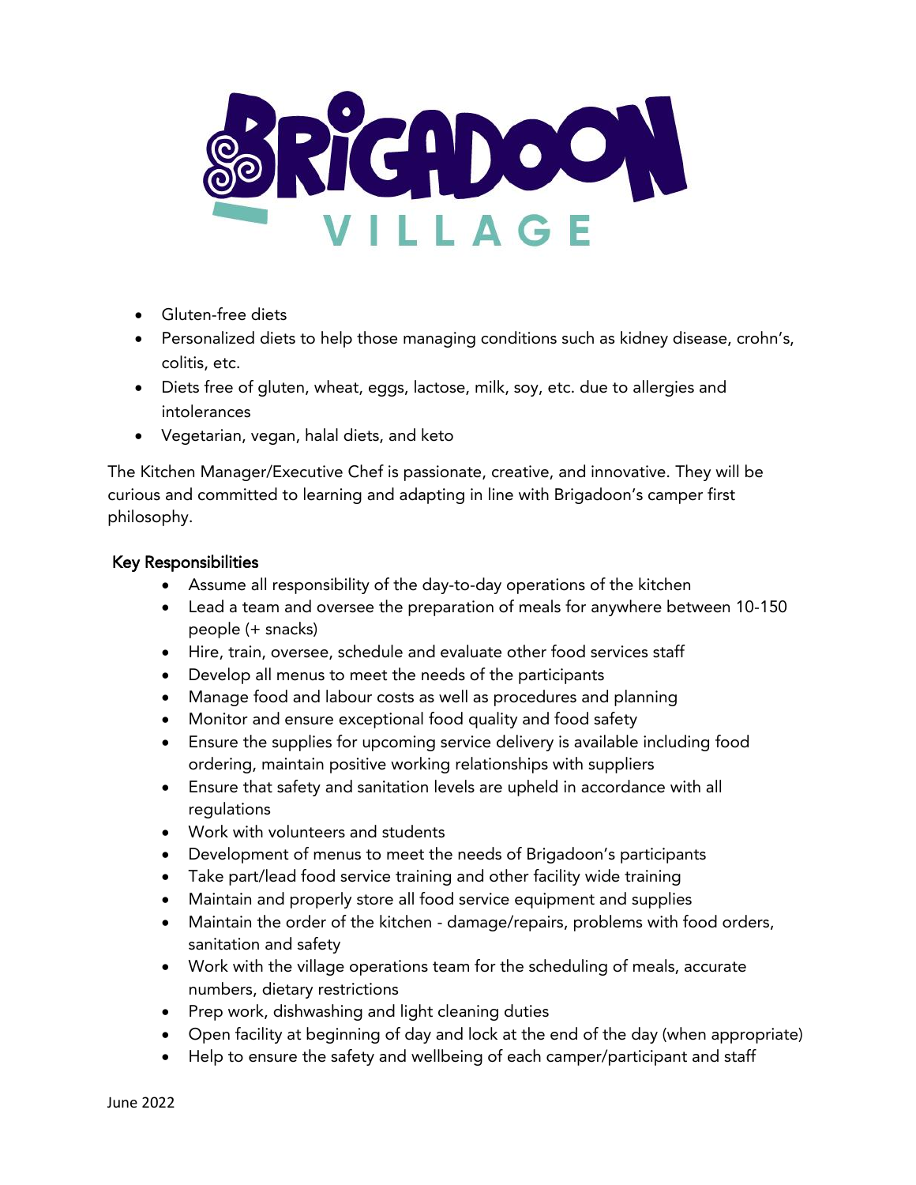- Gluten-free diets
- Personalized diets to help those managing conditions such as kidney disease, crohn's, colitis, etc.
- Diets free of gluten, wheat, eggs, lactose, milk, soy, etc. due to allergies and intolerances
- Vegetarian, vegan, halal diets, and keto

The Kitchen Manager/Executive Chef is passionate, creative, and innovative. They will be curious and committed to learning and adapting in line with Brigadoon's camper first philosophy.

## Key Responsibilities

- Assume all responsibility of the day-to-day operations of the kitchen
- Lead a team and oversee the preparation of meals for anywhere between 10-150 people (+ snacks)
- Hire, train, oversee, schedule and evaluate other food services staff
- Develop all menus to meet the needs of the participants
- Manage food and labour costs as well as procedures and planning
- Monitor and ensure exceptional food quality and food safety
- Ensure the supplies for upcoming service delivery is available including food ordering, maintain positive working relationships with suppliers
- Ensure that safety and sanitation levels are upheld in accordance with all regulations
- Work with volunteers and students
- Development of menus to meet the needs of Brigadoon's participants
- Take part/lead food service training and other facility wide training
- Maintain and properly store all food service equipment and supplies
- Maintain the order of the kitchen - damage/repairs, problems with food orders, sanitation and safety
- Work with the village operations team for the scheduling of meals, accurate numbers, dietary restrictions
- Prep work, dishwashing and light cleaning duties
- Open facility at beginning of day and lock at the end of the day (when appropriate)
- Help to ensure the safety and wellbeing of each camper/participant and staff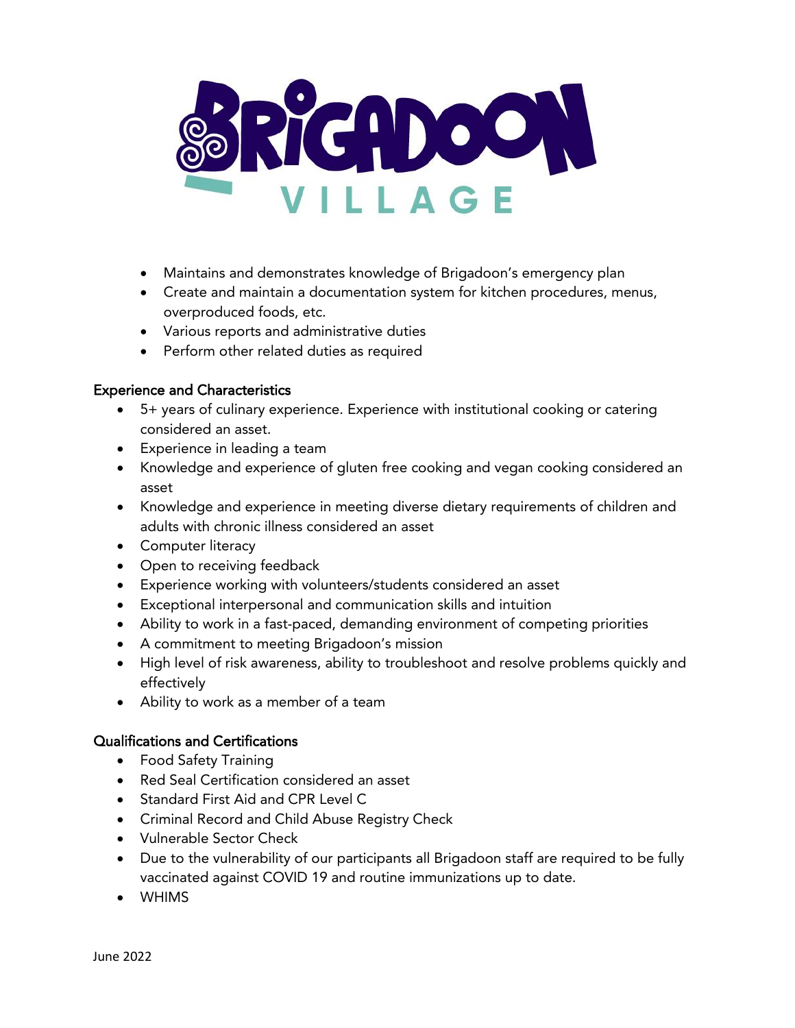- Maintains and demonstrates knowledge of Brigadoon's emergency plan
- Create and maintain a documentation system for kitchen procedures, menus, overproduced foods, etc.
- Various reports and administrative duties
- Perform other related duties as required

## Experience and Characteristics

- 5+ years of culinary experience. Experience with institutional cooking or catering considered an asset.
- Experience in leading a team
- Knowledge and experience of gluten free cooking and vegan cooking considered an asset
- Knowledge and experience in meeting diverse dietary requirements of children and adults with chronic illness considered an asset
- Computer literacy
- Open to receiving feedback
- Experience working with volunteers/students considered an asset
- Exceptional interpersonal and communication skills and intuition
- Ability to work in a fast-paced, demanding environment of competing priorities
- A commitment to meeting Brigadoon's mission
- High level of risk awareness, ability to troubleshoot and resolve problems quickly and effectively
- Ability to work as a member of a team

## Qualifications and Certifications

- Food Safety Training
- Red Seal Certification considered an asset
- Standard First Aid and CPR Level C
- Criminal Record and Child Abuse Registry Check
- Vulnerable Sector Check
- Due to the vulnerability of our participants all Brigadoon staff are required to be fully vaccinated against COVID 19 and routine immunizations up to date.
- WHIMS

June 2022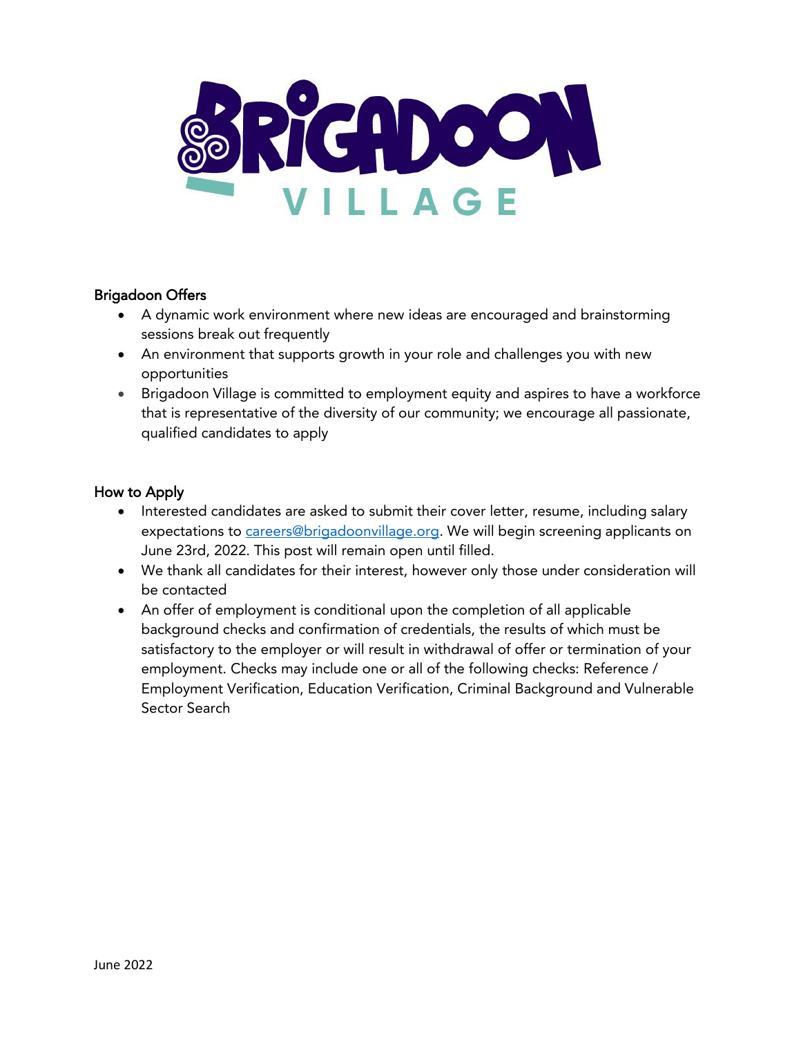## Brigadoon Offers

- A dynamic work environment where new ideas are encouraged and brainstorming sessions break out frequently
- An environment that supports growth in your role and challenges you with new opportunities
- Brigadoon Village is committed to employment equity and aspires to have a workforce that is representative of the diversity of our community; we encourage all passionate, qualified candidates to apply

## How to Apply

- Interested candidates are asked to submit their cover letter, resume, including salary expectations to careers@brigadoonvillage.org. We will begin screening applicants on June 23rd, 2022. This post will remain open until filled.
- We thank all candidates for their interest, however only those under consideration will be contacted
- An offer of employment is conditional upon the completion of all applicable background checks and confirmation of credentials, the results of which must be satisfactory to the employer or will result in withdrawal of offer or termination of your employment. Checks may include one or all of the following checks: Reference / Employment Verification, Education Verification, Criminal Background and Vulnerable Sector Search

June 2022